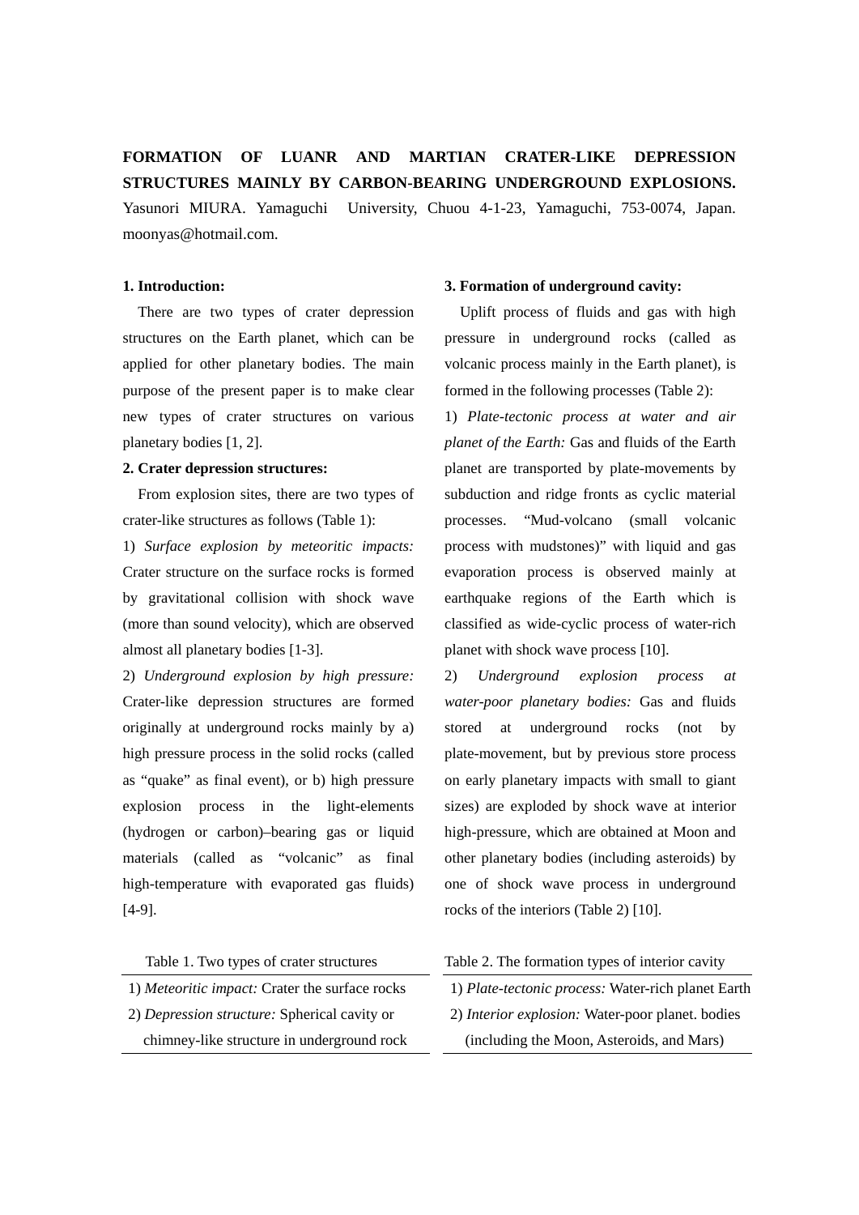**FORMATION OF LUANR AND MARTIAN CRATER-LIKE DEPRESSION STRUCTURES MAINLY BY CARBON-BEARING UNDERGROUND EXPLOSIONS.** Yasunori MIURA. Yamaguchi University, Chuou 4-1-23, Yamaguchi, 753-0074, Japan. moonyas@hotmail.com.

## 1. Introduction:

There are two types of crater depression structures on the Earth planet, which can be applied for other planetary bodies. The main purpose of the present paper is to make clear new types of crater structures on various planetary bodies [1, 2].

## 2. Crater depression structures:

From explosion sites, there are two types of crater-like structures as follows (Table 1):

1) *Surface explosion by meteoritic impacts:* Crater structure on the surface rocks is formed by gravitational collision with shock wave (more than sound velocity), which are observed almost all planetary bodies [1-3].

2) *Underground explosion by high pressure:* Crater-like depression structures are formed originally at underground rocks mainly by a) high pressure process in the solid rocks (called as "quake" as final event), or b) high pressure explosion process in the light-elements (hydrogen or carbon)–bearing gas or liquid materials (called as "volcanic" as final high-temperature with evaporated gas fluids) [4-9].

Table 1. Two types of crater structures

| |
|---|
| 1) *Meteoritic impact:* Crater the surface rocks |
| 2) *Depression structure:* Spherical cavity or chimney-like structure in underground rock |

## 3. Formation of underground cavity:

Uplift process of fluids and gas with high pressure in underground rocks (called as volcanic process mainly in the Earth planet), is formed in the following processes (Table 2):

1) *Plate-tectonic process at water and air planet of the Earth:* Gas and fluids of the Earth planet are transported by plate-movements by subduction and ridge fronts as cyclic material processes. "Mud-volcano (small volcanic process with mudstones)" with liquid and gas evaporation process is observed mainly at earthquake regions of the Earth which is classified as wide-cyclic process of water-rich planet with shock wave process [10].

2) *Underground explosion process at water-poor planetary bodies:* Gas and fluids stored at underground rocks (not by plate-movement, but by previous store process on early planetary impacts with small to giant sizes) are exploded by shock wave at interior high-pressure, which are obtained at Moon and other planetary bodies (including asteroids) by one of shock wave process in underground rocks of the interiors (Table 2) [10].

Table 2. The formation types of interior cavity

| |
|---|
| 1) *Plate-tectonic process:* Water-rich planet Earth |
| 2) *Interior explosion:* Water-poor planet. bodies (including the Moon, Asteroids, and Mars) |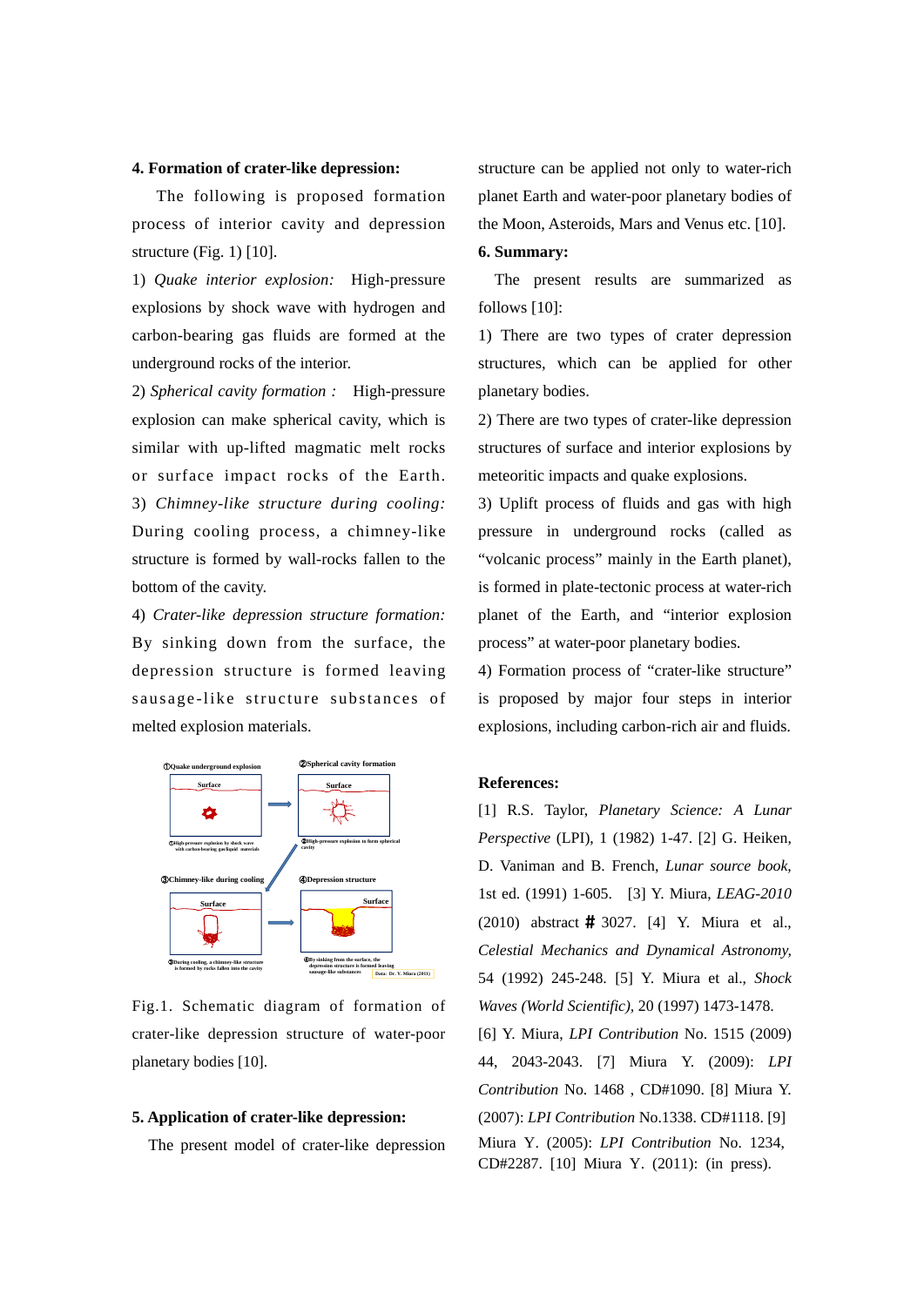## 4. Formation of crater-like depression:

The following is proposed formation process of interior cavity and depression structure (Fig. 1) [10].

1) *Quake interior explosion:* High-pressure explosions by shock wave with hydrogen and carbon-bearing gas fluids are formed at the underground rocks of the interior.

2) *Spherical cavity formation :* High-pressure explosion can make spherical cavity, which is similar with up-lifted magmatic melt rocks or surface impact rocks of the Earth.

3) *Chimney-like structure during cooling:* During cooling process, a chimney-like structure is formed by wall-rocks fallen to the bottom of the cavity.

4) *Crater-like depression structure formation:* By sinking down from the surface, the depression structure is formed leaving sausage-like structure substances of melted explosion materials.

①Quake underground explosion

Surface

①High-pressure explosion by shock wave with carbon-bearing gas/liquid materials

②Spherical cavity formation

Surface

②High-pressure explosion to form spherical cavity

③Chimney-like during cooling

Surface

③During cooling, a chimney-like structure is formed by rocks fallen into the cavity

④Depression structure

Surface

④By sinking from the surface, the depression structure is formed leaving sausage-like substances

Data: Dr. Y. Miura (2011)

Fig.1. Schematic diagram of formation of crater-like depression structure of water-poor planetary bodies [10].

## 5. Application of crater-like depression:

The present model of crater-like depression structure can be applied not only to water-rich planet Earth and water-poor planetary bodies of the Moon, Asteroids, Mars and Venus etc. [10].

## 6. Summary:

The present results are summarized as follows [10]:

1) There are two types of crater depression structures, which can be applied for other planetary bodies.

2) There are two types of crater-like depression structures of surface and interior explosions by meteoritic impacts and quake explosions.

3) Uplift process of fluids and gas with high pressure in underground rocks (called as "volcanic process" mainly in the Earth planet), is formed in plate-tectonic process at water-rich planet of the Earth, and "interior explosion process" at water-poor planetary bodies.

4) Formation process of "crater-like structure" is proposed by major four steps in interior explosions, including carbon-rich air and fluids.

## References:

[1] R.S. Taylor, *Planetary Science: A Lunar Perspective* (LPI), 1 (1982) 1-47. [2] G. Heiken, D. Vaniman and B. French, *Lunar source book*, 1st ed. (1991) 1-605. [3] Y. Miura, *LEAG-2010* (2010) abstract # 3027. [4] Y. Miura et al., *Celestial Mechanics and Dynamical Astronomy*, 54 (1992) 245-248. [5] Y. Miura et al., *Shock Waves (World Scientific)*, 20 (1997) 1473-1478. [6] Y. Miura, *LPI Contribution* No. 1515 (2009) 44, 2043-2043. [7] Miura Y. (2009): *LPI Contribution* No. 1468 , CD#1090. [8] Miura Y. (2007): *LPI Contribution* No.1338. CD#1118. [9] Miura Y. (2005): *LPI Contribution* No. 1234, CD#2287. [10] Miura Y. (2011): (in press).